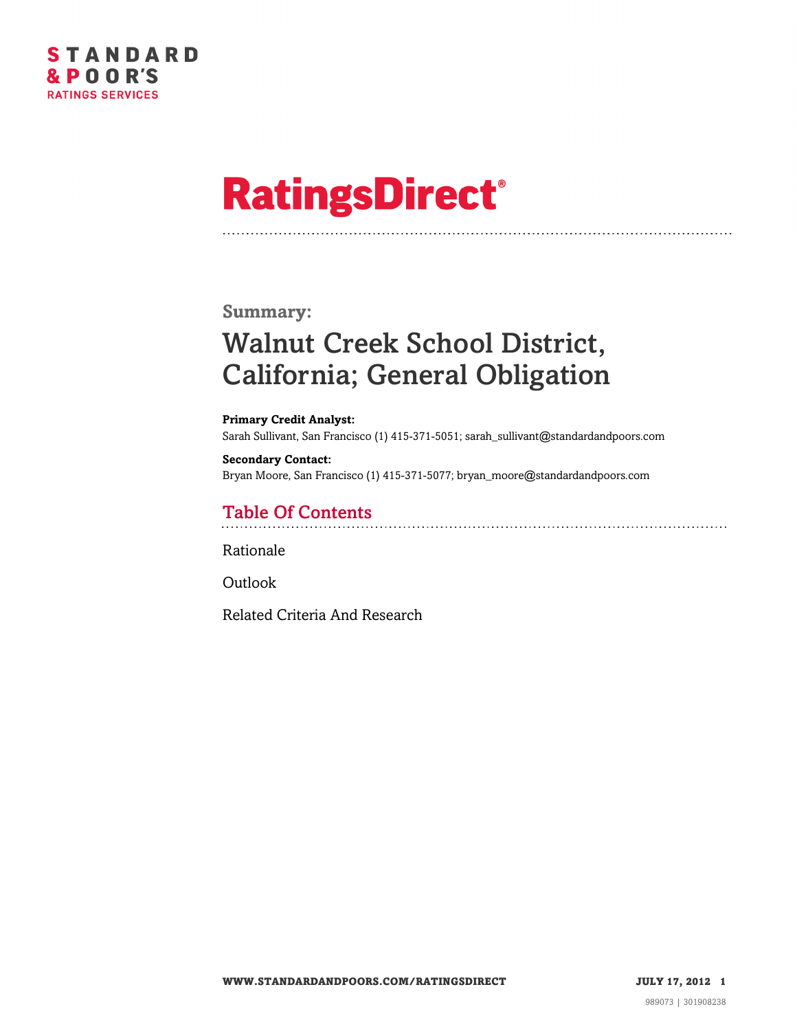STANDARD & POOR'S
RATINGS SERVICES

# RatingsDirect®

**Summary:**

## Walnut Creek School District, California; General Obligation

**Primary Credit Analyst:**
Sarah Sullivant, San Francisco (1) 415-371-5051; sarah_sullivant@standardandpoors.com

**Secondary Contact:**
Bryan Moore, San Francisco (1) 415-371-5077; bryan_moore@standardandpoors.com

## Table Of Contents

Rationale

Outlook

Related Criteria And Research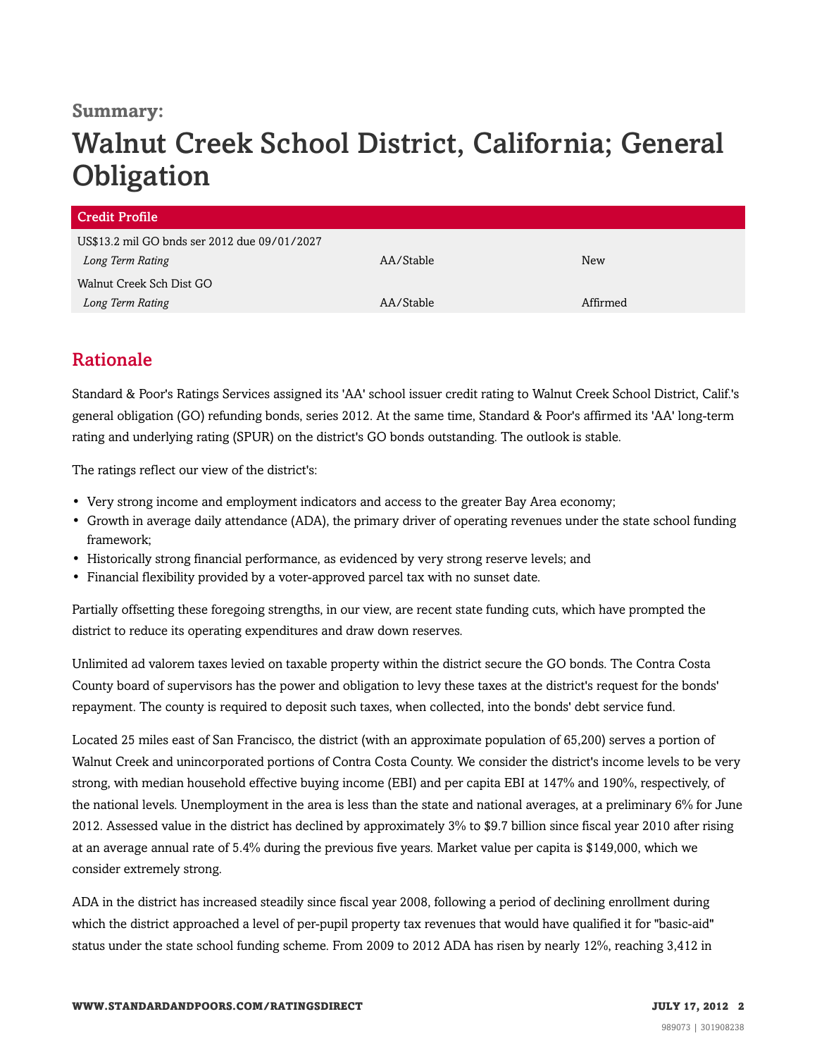**Summary:**

# Walnut Creek School District, California; General Obligation

| Credit Profile | | |
|---|---|---|
| US$13.2 mil GO bnds ser 2012 due 09/01/2027 | | |
| *Long Term Rating* | AA/Stable | New |
| Walnut Creek Sch Dist GO | | |
| *Long Term Rating* | AA/Stable | Affirmed |

## Rationale

Standard & Poor's Ratings Services assigned its 'AA' school issuer credit rating to Walnut Creek School District, Calif.'s general obligation (GO) refunding bonds, series 2012. At the same time, Standard & Poor's affirmed its 'AA' long-term rating and underlying rating (SPUR) on the district's GO bonds outstanding. The outlook is stable.

The ratings reflect our view of the district's:

- Very strong income and employment indicators and access to the greater Bay Area economy;
- Growth in average daily attendance (ADA), the primary driver of operating revenues under the state school funding framework;
- Historically strong financial performance, as evidenced by very strong reserve levels; and
- Financial flexibility provided by a voter-approved parcel tax with no sunset date.

Partially offsetting these foregoing strengths, in our view, are recent state funding cuts, which have prompted the district to reduce its operating expenditures and draw down reserves.

Unlimited ad valorem taxes levied on taxable property within the district secure the GO bonds. The Contra Costa County board of supervisors has the power and obligation to levy these taxes at the district's request for the bonds' repayment. The county is required to deposit such taxes, when collected, into the bonds' debt service fund.

Located 25 miles east of San Francisco, the district (with an approximate population of 65,200) serves a portion of Walnut Creek and unincorporated portions of Contra Costa County. We consider the district's income levels to be very strong, with median household effective buying income (EBI) and per capita EBI at 147% and 190%, respectively, of the national levels. Unemployment in the area is less than the state and national averages, at a preliminary 6% for June 2012. Assessed value in the district has declined by approximately 3% to $9.7 billion since fiscal year 2010 after rising at an average annual rate of 5.4% during the previous five years. Market value per capita is $149,000, which we consider extremely strong.

ADA in the district has increased steadily since fiscal year 2008, following a period of declining enrollment during which the district approached a level of per-pupil property tax revenues that would have qualified it for "basic-aid" status under the state school funding scheme. From 2009 to 2012 ADA has risen by nearly 12%, reaching 3,412 in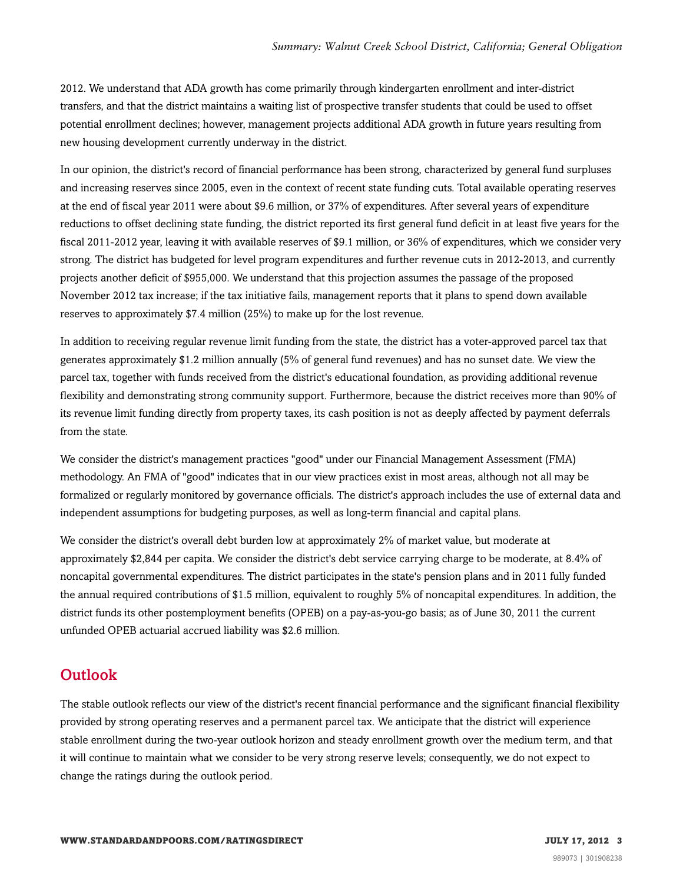2012. We understand that ADA growth has come primarily through kindergarten enrollment and inter-district transfers, and that the district maintains a waiting list of prospective transfer students that could be used to offset potential enrollment declines; however, management projects additional ADA growth in future years resulting from new housing development currently underway in the district.

In our opinion, the district's record of financial performance has been strong, characterized by general fund surpluses and increasing reserves since 2005, even in the context of recent state funding cuts. Total available operating reserves at the end of fiscal year 2011 were about $9.6 million, or 37% of expenditures. After several years of expenditure reductions to offset declining state funding, the district reported its first general fund deficit in at least five years for the fiscal 2011-2012 year, leaving it with available reserves of $9.1 million, or 36% of expenditures, which we consider very strong. The district has budgeted for level program expenditures and further revenue cuts in 2012-2013, and currently projects another deficit of $955,000. We understand that this projection assumes the passage of the proposed November 2012 tax increase; if the tax initiative fails, management reports that it plans to spend down available reserves to approximately $7.4 million (25%) to make up for the lost revenue.

In addition to receiving regular revenue limit funding from the state, the district has a voter-approved parcel tax that generates approximately $1.2 million annually (5% of general fund revenues) and has no sunset date. We view the parcel tax, together with funds received from the district's educational foundation, as providing additional revenue flexibility and demonstrating strong community support. Furthermore, because the district receives more than 90% of its revenue limit funding directly from property taxes, its cash position is not as deeply affected by payment deferrals from the state.

We consider the district's management practices "good" under our Financial Management Assessment (FMA) methodology. An FMA of "good" indicates that in our view practices exist in most areas, although not all may be formalized or regularly monitored by governance officials. The district's approach includes the use of external data and independent assumptions for budgeting purposes, as well as long-term financial and capital plans.

We consider the district's overall debt burden low at approximately 2% of market value, but moderate at approximately $2,844 per capita. We consider the district's debt service carrying charge to be moderate, at 8.4% of noncapital governmental expenditures. The district participates in the state's pension plans and in 2011 fully funded the annual required contributions of $1.5 million, equivalent to roughly 5% of noncapital expenditures. In addition, the district funds its other postemployment benefits (OPEB) on a pay-as-you-go basis; as of June 30, 2011 the current unfunded OPEB actuarial accrued liability was $2.6 million.

## Outlook

The stable outlook reflects our view of the district's recent financial performance and the significant financial flexibility provided by strong operating reserves and a permanent parcel tax. We anticipate that the district will experience stable enrollment during the two-year outlook horizon and steady enrollment growth over the medium term, and that it will continue to maintain what we consider to be very strong reserve levels; consequently, we do not expect to change the ratings during the outlook period.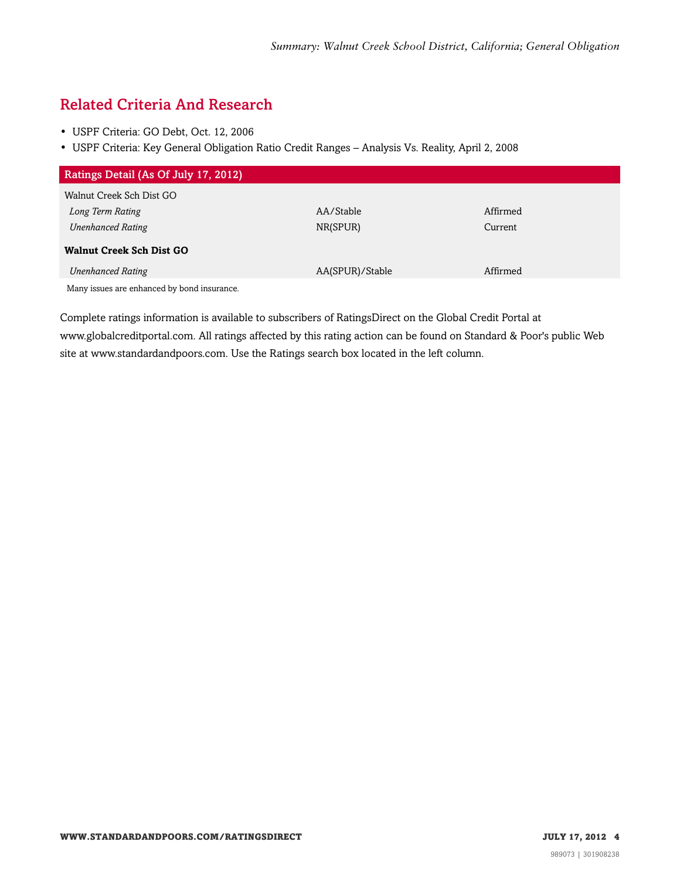## Related Criteria And Research

- USPF Criteria: GO Debt, Oct. 12, 2006
- USPF Criteria: Key General Obligation Ratio Credit Ranges – Analysis Vs. Reality, April 2, 2008

| Ratings Detail (As Of July 17, 2012) | | |
|---|---|---|
| Walnut Creek Sch Dist GO | | |
| *Long Term Rating* | AA/Stable | Affirmed |
| *Unenhanced Rating* | NR(SPUR) | Current |
| **Walnut Creek Sch Dist GO** | | |
| *Unenhanced Rating* | AA(SPUR)/Stable | Affirmed |

Many issues are enhanced by bond insurance.

Complete ratings information is available to subscribers of RatingsDirect on the Global Credit Portal at www.globalcreditportal.com. All ratings affected by this rating action can be found on Standard & Poor's public Web site at www.standardandpoors.com. Use the Ratings search box located in the left column.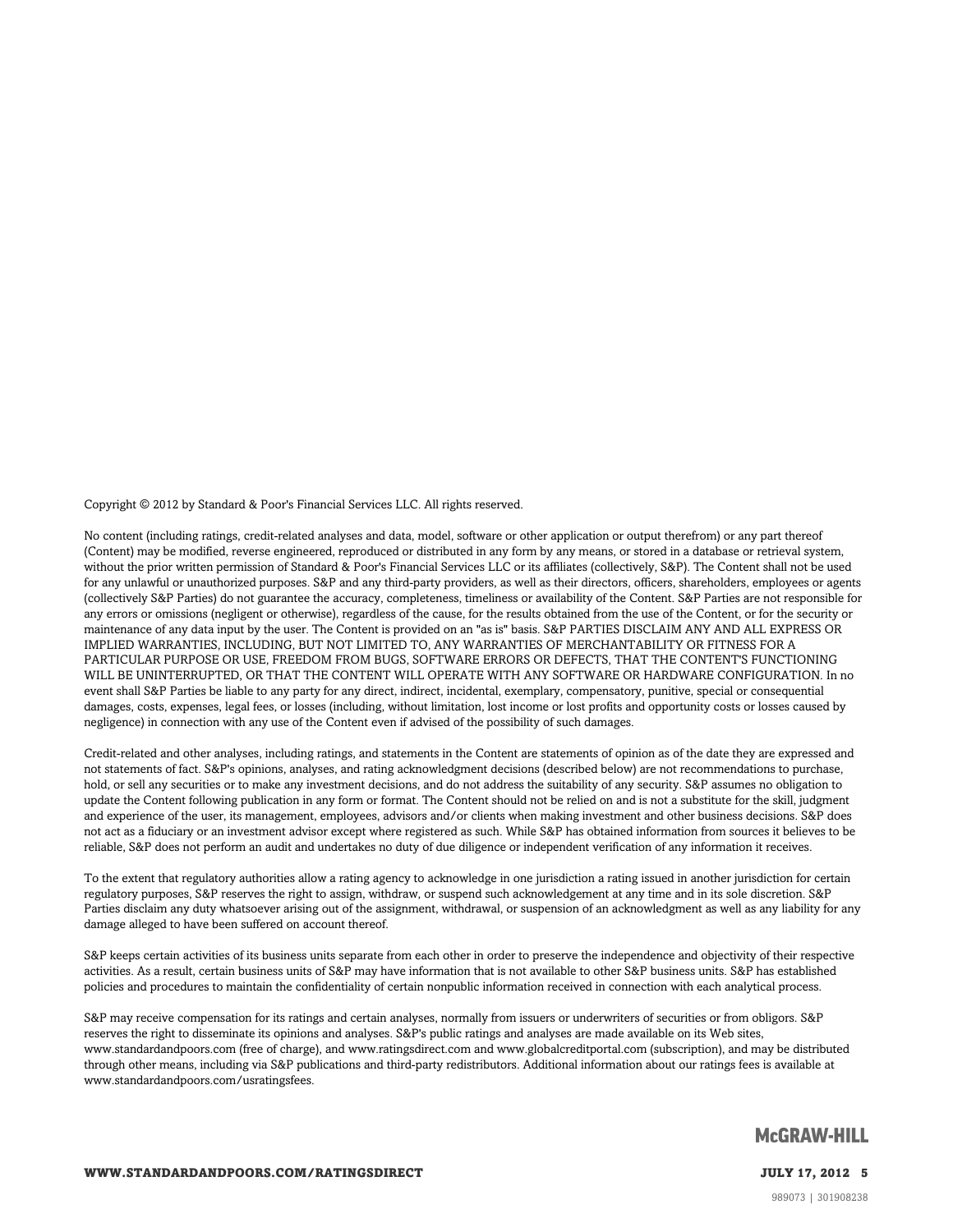Copyright © 2012 by Standard & Poor's Financial Services LLC. All rights reserved.

No content (including ratings, credit-related analyses and data, model, software or other application or output therefrom) or any part thereof (Content) may be modified, reverse engineered, reproduced or distributed in any form by any means, or stored in a database or retrieval system, without the prior written permission of Standard & Poor's Financial Services LLC or its affiliates (collectively, S&P). The Content shall not be used for any unlawful or unauthorized purposes. S&P and any third-party providers, as well as their directors, officers, shareholders, employees or agents (collectively S&P Parties) do not guarantee the accuracy, completeness, timeliness or availability of the Content. S&P Parties are not responsible for any errors or omissions (negligent or otherwise), regardless of the cause, for the results obtained from the use of the Content, or for the security or maintenance of any data input by the user. The Content is provided on an "as is" basis. S&P PARTIES DISCLAIM ANY AND ALL EXPRESS OR IMPLIED WARRANTIES, INCLUDING, BUT NOT LIMITED TO, ANY WARRANTIES OF MERCHANTABILITY OR FITNESS FOR A PARTICULAR PURPOSE OR USE, FREEDOM FROM BUGS, SOFTWARE ERRORS OR DEFECTS, THAT THE CONTENT'S FUNCTIONING WILL BE UNINTERRUPTED, OR THAT THE CONTENT WILL OPERATE WITH ANY SOFTWARE OR HARDWARE CONFIGURATION. In no event shall S&P Parties be liable to any party for any direct, indirect, incidental, exemplary, compensatory, punitive, special or consequential damages, costs, expenses, legal fees, or losses (including, without limitation, lost income or lost profits and opportunity costs or losses caused by negligence) in connection with any use of the Content even if advised of the possibility of such damages.

Credit-related and other analyses, including ratings, and statements in the Content are statements of opinion as of the date they are expressed and not statements of fact. S&P's opinions, analyses, and rating acknowledgment decisions (described below) are not recommendations to purchase, hold, or sell any securities or to make any investment decisions, and do not address the suitability of any security. S&P assumes no obligation to update the Content following publication in any form or format. The Content should not be relied on and is not a substitute for the skill, judgment and experience of the user, its management, employees, advisors and/or clients when making investment and other business decisions. S&P does not act as a fiduciary or an investment advisor except where registered as such. While S&P has obtained information from sources it believes to be reliable, S&P does not perform an audit and undertakes no duty of due diligence or independent verification of any information it receives.

To the extent that regulatory authorities allow a rating agency to acknowledge in one jurisdiction a rating issued in another jurisdiction for certain regulatory purposes, S&P reserves the right to assign, withdraw, or suspend such acknowledgement at any time and in its sole discretion. S&P Parties disclaim any duty whatsoever arising out of the assignment, withdrawal, or suspension of an acknowledgment as well as any liability for any damage alleged to have been suffered on account thereof.

S&P keeps certain activities of its business units separate from each other in order to preserve the independence and objectivity of their respective activities. As a result, certain business units of S&P may have information that is not available to other S&P business units. S&P has established policies and procedures to maintain the confidentiality of certain nonpublic information received in connection with each analytical process.

S&P may receive compensation for its ratings and certain analyses, normally from issuers or underwriters of securities or from obligors. S&P reserves the right to disseminate its opinions and analyses. S&P's public ratings and analyses are made available on its Web sites, www.standardandpoors.com (free of charge), and www.ratingsdirect.com and www.globalcreditportal.com (subscription), and may be distributed through other means, including via S&P publications and third-party redistributors. Additional information about our ratings fees is available at www.standardandpoors.com/usratingsfees.

McGRAW-HILL

989073 | 301908238